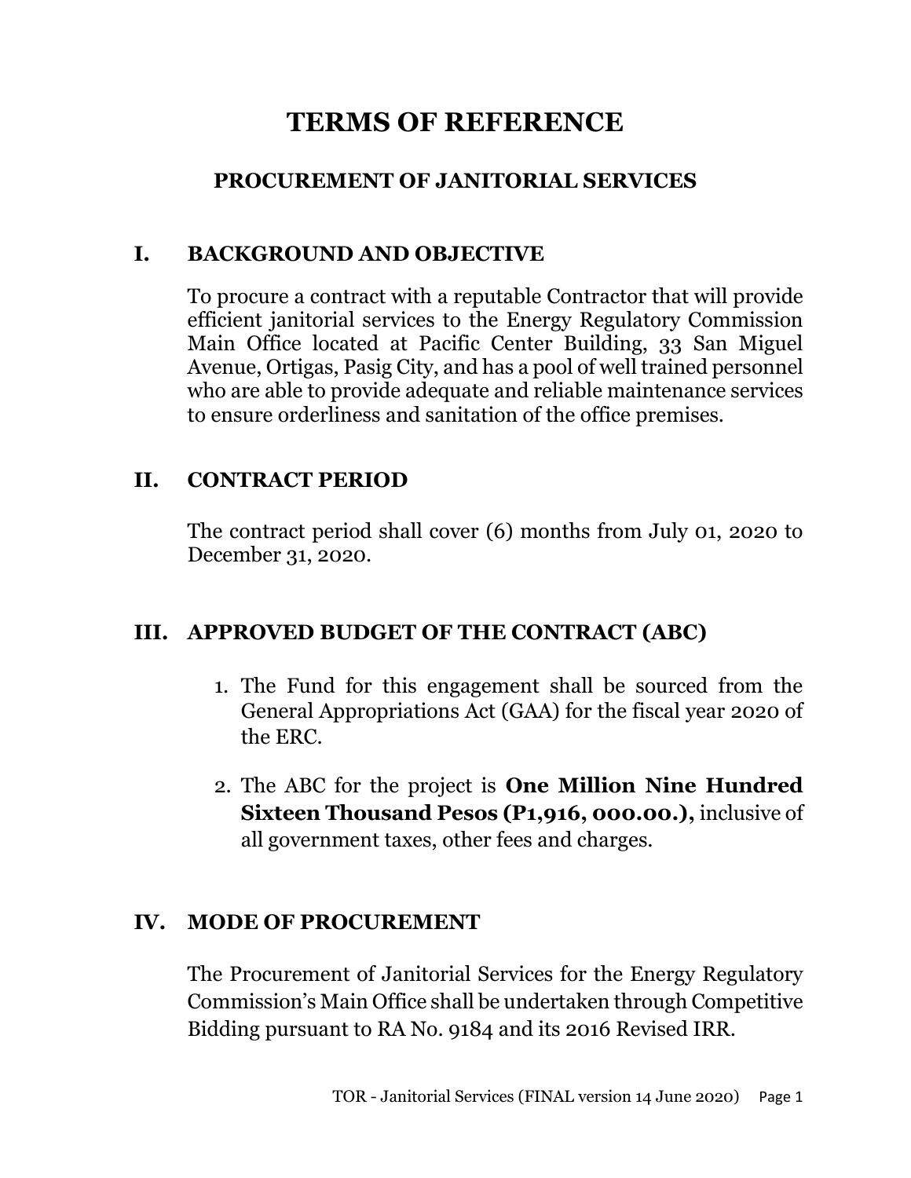# TERMS OF REFERENCE

## PROCUREMENT OF JANITORIAL SERVICES

## I. BACKGROUND AND OBJECTIVE

To procure a contract with a reputable Contractor that will provide efficient janitorial services to the Energy Regulatory Commission Main Office located at Pacific Center Building, 33 San Miguel Avenue, Ortigas, Pasig City, and has a pool of well trained personnel who are able to provide adequate and reliable maintenance services to ensure orderliness and sanitation of the office premises.

## II. CONTRACT PERIOD

The contract period shall cover (6) months from July 01, 2020 to December 31, 2020.

## III. APPROVED BUDGET OF THE CONTRACT (ABC)

1. The Fund for this engagement shall be sourced from the General Appropriations Act (GAA) for the fiscal year 2020 of the ERC.

2. The ABC for the project is **One Million Nine Hundred Sixteen Thousand Pesos (P1,916, 000.00.),** inclusive of all government taxes, other fees and charges.

## IV. MODE OF PROCUREMENT

The Procurement of Janitorial Services for the Energy Regulatory Commission's Main Office shall be undertaken through Competitive Bidding pursuant to RA No. 9184 and its 2016 Revised IRR.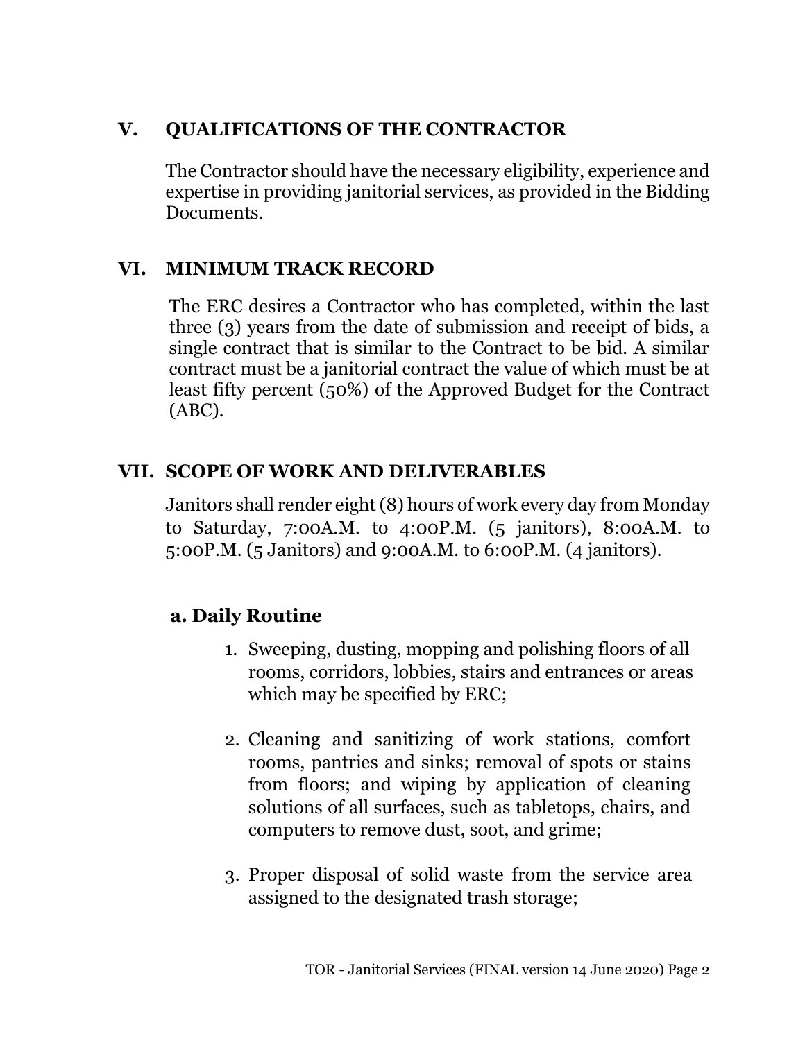## V. QUALIFICATIONS OF THE CONTRACTOR

The Contractor should have the necessary eligibility, experience and expertise in providing janitorial services, as provided in the Bidding Documents.

## VI. MINIMUM TRACK RECORD

The ERC desires a Contractor who has completed, within the last three (3) years from the date of submission and receipt of bids, a single contract that is similar to the Contract to be bid. A similar contract must be a janitorial contract the value of which must be at least fifty percent (50%) of the Approved Budget for the Contract (ABC).

## VII. SCOPE OF WORK AND DELIVERABLES

Janitors shall render eight (8) hours of work every day from Monday to Saturday, 7:00A.M. to 4:00P.M. (5 janitors), 8:00A.M. to 5:00P.M. (5 Janitors) and 9:00A.M. to 6:00P.M. (4 janitors).

### a. Daily Routine

1. Sweeping, dusting, mopping and polishing floors of all rooms, corridors, lobbies, stairs and entrances or areas which may be specified by ERC;

2. Cleaning and sanitizing of work stations, comfort rooms, pantries and sinks; removal of spots or stains from floors; and wiping by application of cleaning solutions of all surfaces, such as tabletops, chairs, and computers to remove dust, soot, and grime;

3. Proper disposal of solid waste from the service area assigned to the designated trash storage;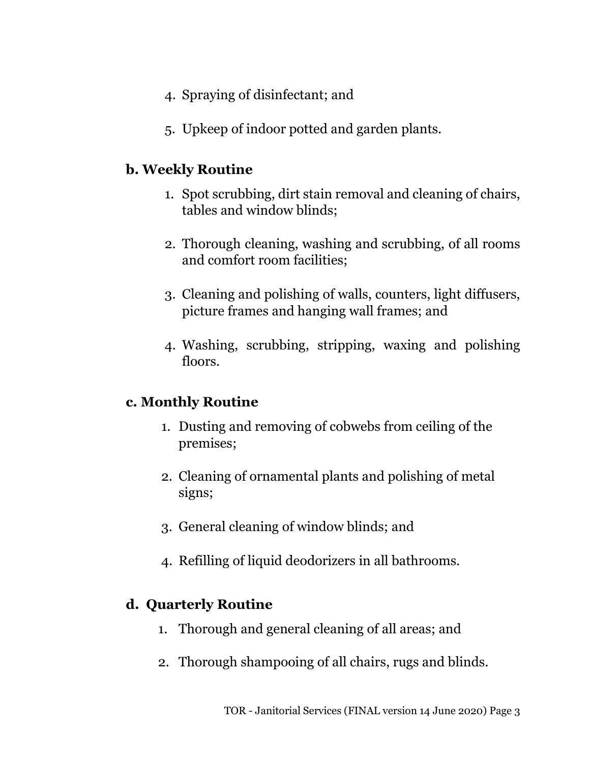4. Spraying of disinfectant; and

5. Upkeep of indoor potted and garden plants.

**b. Weekly Routine**

1. Spot scrubbing, dirt stain removal and cleaning of chairs, tables and window blinds;

2. Thorough cleaning, washing and scrubbing, of all rooms and comfort room facilities;

3. Cleaning and polishing of walls, counters, light diffusers, picture frames and hanging wall frames; and

4. Washing, scrubbing, stripping, waxing and polishing floors.

**c. Monthly Routine**

1. Dusting and removing of cobwebs from ceiling of the premises;

2. Cleaning of ornamental plants and polishing of metal signs;

3. General cleaning of window blinds; and

4. Refilling of liquid deodorizers in all bathrooms.

**d. Quarterly Routine**

1. Thorough and general cleaning of all areas; and

2. Thorough shampooing of all chairs, rugs and blinds.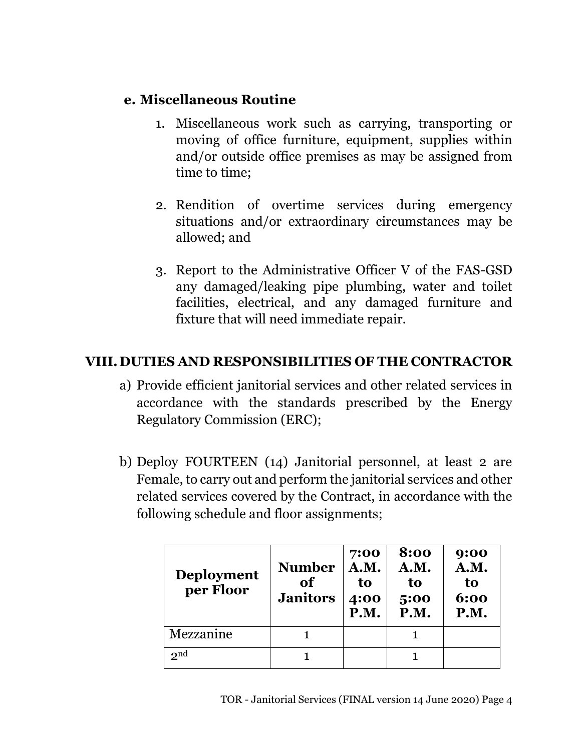#### e. Miscellaneous Routine

1. Miscellaneous work such as carrying, transporting or moving of office furniture, equipment, supplies within and/or outside office premises as may be assigned from time to time;

2. Rendition of overtime services during emergency situations and/or extraordinary circumstances may be allowed; and

3. Report to the Administrative Officer V of the FAS-GSD any damaged/leaking pipe plumbing, water and toilet facilities, electrical, and any damaged furniture and fixture that will need immediate repair.

## VIII. DUTIES AND RESPONSIBILITIES OF THE CONTRACTOR

a) Provide efficient janitorial services and other related services in accordance with the standards prescribed by the Energy Regulatory Commission (ERC);

b) Deploy FOURTEEN (14) Janitorial personnel, at least 2 are Female, to carry out and perform the janitorial services and other related services covered by the Contract, in accordance with the following schedule and floor assignments;

| Deployment per Floor | Number of Janitors | 7:00 A.M. to 4:00 P.M. | 8:00 A.M. to 5:00 P.M. | 9:00 A.M. to 6:00 P.M. |
|---|---|---|---|---|
| Mezzanine | 1 | | 1 | |
| 2nd | 1 | | 1 | |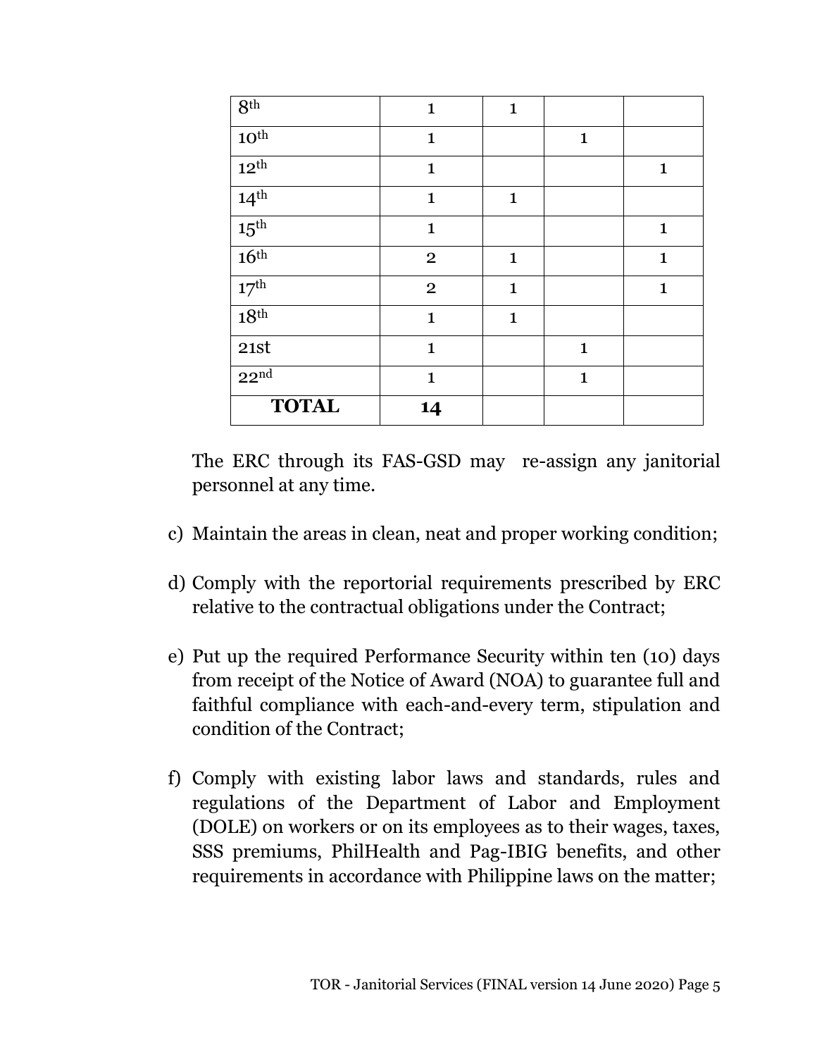| 8th | 1 | 1 | | |
|---|---|---|---|---|
| 10th | 1 | | 1 | |
| 12th | 1 | | | 1 |
| 14th | 1 | 1 | | |
| 15th | 1 | | | 1 |
| 16th | 2 | 1 | | 1 |
| 17th | 2 | 1 | | 1 |
| 18th | 1 | 1 | | |
| 21st | 1 | | 1 | |
| 22nd | 1 | | 1 | |
| **TOTAL** | **14** | | | |

The ERC through its FAS-GSD may re-assign any janitorial personnel at any time.

c) Maintain the areas in clean, neat and proper working condition;

d) Comply with the reportorial requirements prescribed by ERC relative to the contractual obligations under the Contract;

e) Put up the required Performance Security within ten (10) days from receipt of the Notice of Award (NOA) to guarantee full and faithful compliance with each-and-every term, stipulation and condition of the Contract;

f) Comply with existing labor laws and standards, rules and regulations of the Department of Labor and Employment (DOLE) on workers or on its employees as to their wages, taxes, SSS premiums, PhilHealth and Pag-IBIG benefits, and other requirements in accordance with Philippine laws on the matter;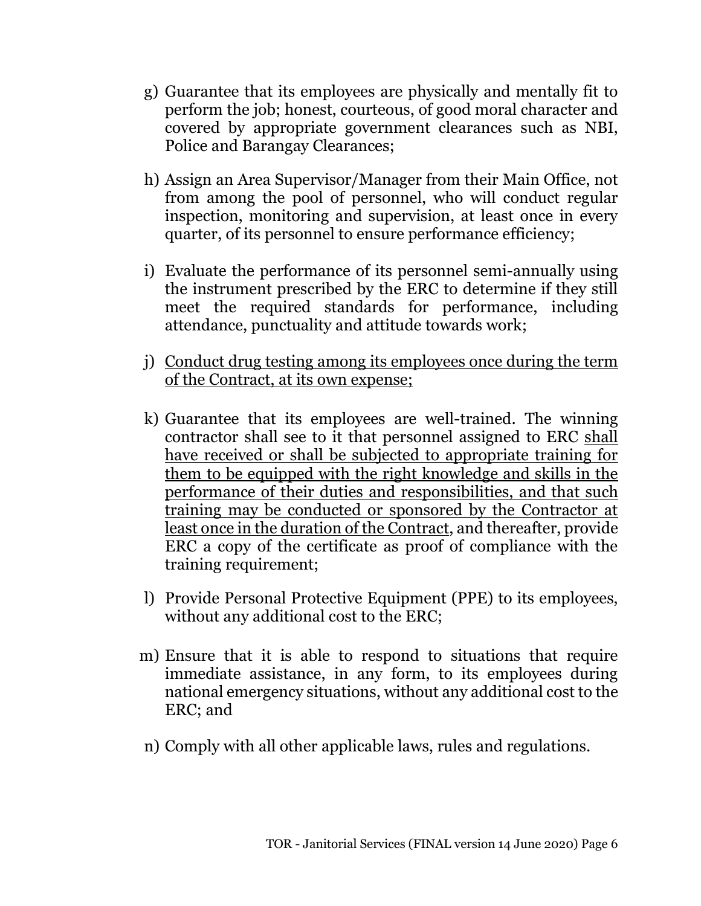g) Guarantee that its employees are physically and mentally fit to perform the job; honest, courteous, of good moral character and covered by appropriate government clearances such as NBI, Police and Barangay Clearances;

h) Assign an Area Supervisor/Manager from their Main Office, not from among the pool of personnel, who will conduct regular inspection, monitoring and supervision, at least once in every quarter, of its personnel to ensure performance efficiency;

i) Evaluate the performance of its personnel semi-annually using the instrument prescribed by the ERC to determine if they still meet the required standards for performance, including attendance, punctuality and attitude towards work;

j) <u>Conduct drug testing among its employees once during the term of the Contract, at its own expense;</u>

k) Guarantee that its employees are well-trained. The winning contractor shall see to it that personnel assigned to ERC <u>shall have received or shall be subjected to appropriate training for them to be equipped with the right knowledge and skills in the performance of their duties and responsibilities, and that such training may be conducted or sponsored by the Contractor at least once in the duration of the Contract</u>, and thereafter, provide ERC a copy of the certificate as proof of compliance with the training requirement;

l) Provide Personal Protective Equipment (PPE) to its employees, without any additional cost to the ERC;

m) Ensure that it is able to respond to situations that require immediate assistance, in any form, to its employees during national emergency situations, without any additional cost to the ERC; and

n) Comply with all other applicable laws, rules and regulations.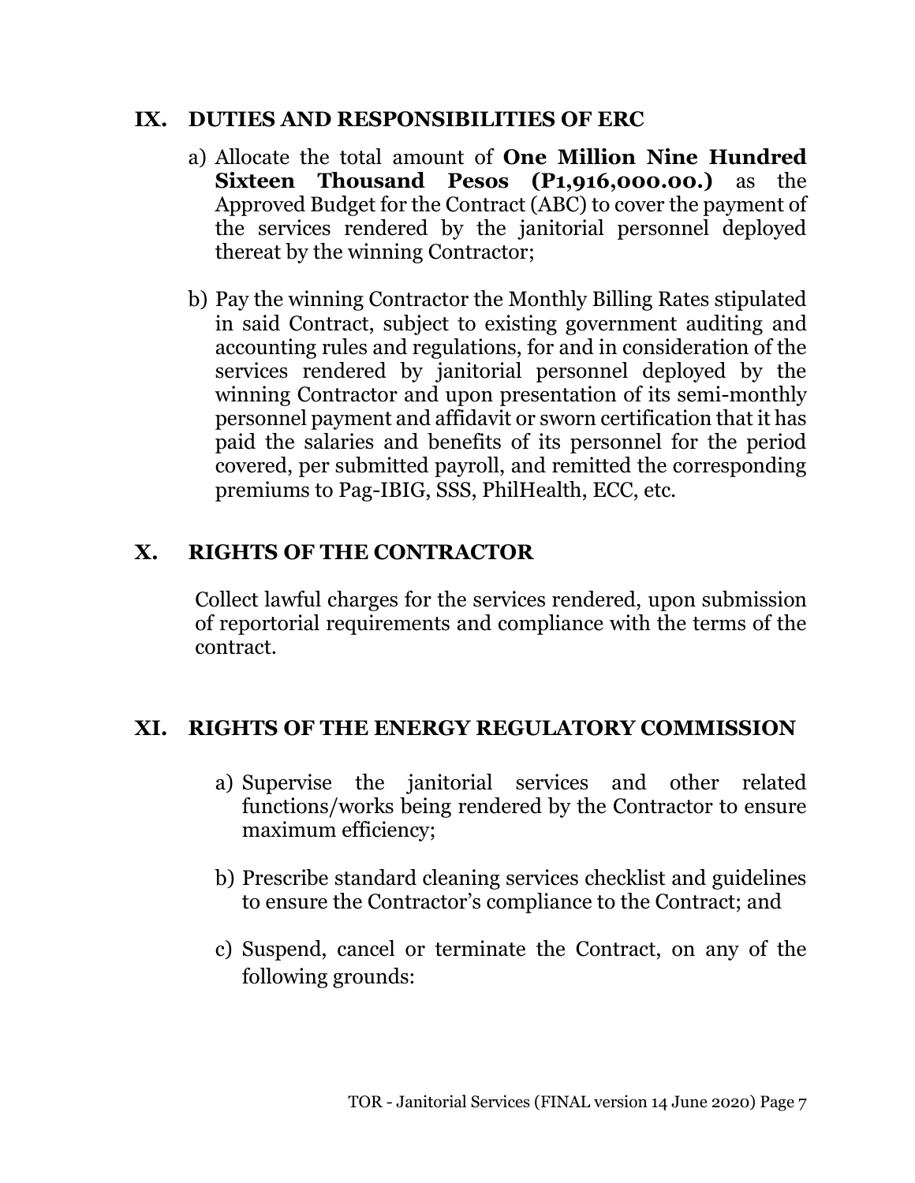## IX. DUTIES AND RESPONSIBILITIES OF ERC

a) Allocate the total amount of **One Million Nine Hundred Sixteen Thousand Pesos (P1,916,000.00.)** as the Approved Budget for the Contract (ABC) to cover the payment of the services rendered by the janitorial personnel deployed thereat by the winning Contractor;

b) Pay the winning Contractor the Monthly Billing Rates stipulated in said Contract, subject to existing government auditing and accounting rules and regulations, for and in consideration of the services rendered by janitorial personnel deployed by the winning Contractor and upon presentation of its semi-monthly personnel payment and affidavit or sworn certification that it has paid the salaries and benefits of its personnel for the period covered, per submitted payroll, and remitted the corresponding premiums to Pag-IBIG, SSS, PhilHealth, ECC, etc.

## X. RIGHTS OF THE CONTRACTOR

Collect lawful charges for the services rendered, upon submission of reportorial requirements and compliance with the terms of the contract.

## XI. RIGHTS OF THE ENERGY REGULATORY COMMISSION

a) Supervise the janitorial services and other related functions/works being rendered by the Contractor to ensure maximum efficiency;

b) Prescribe standard cleaning services checklist and guidelines to ensure the Contractor's compliance to the Contract; and

c) Suspend, cancel or terminate the Contract, on any of the following grounds: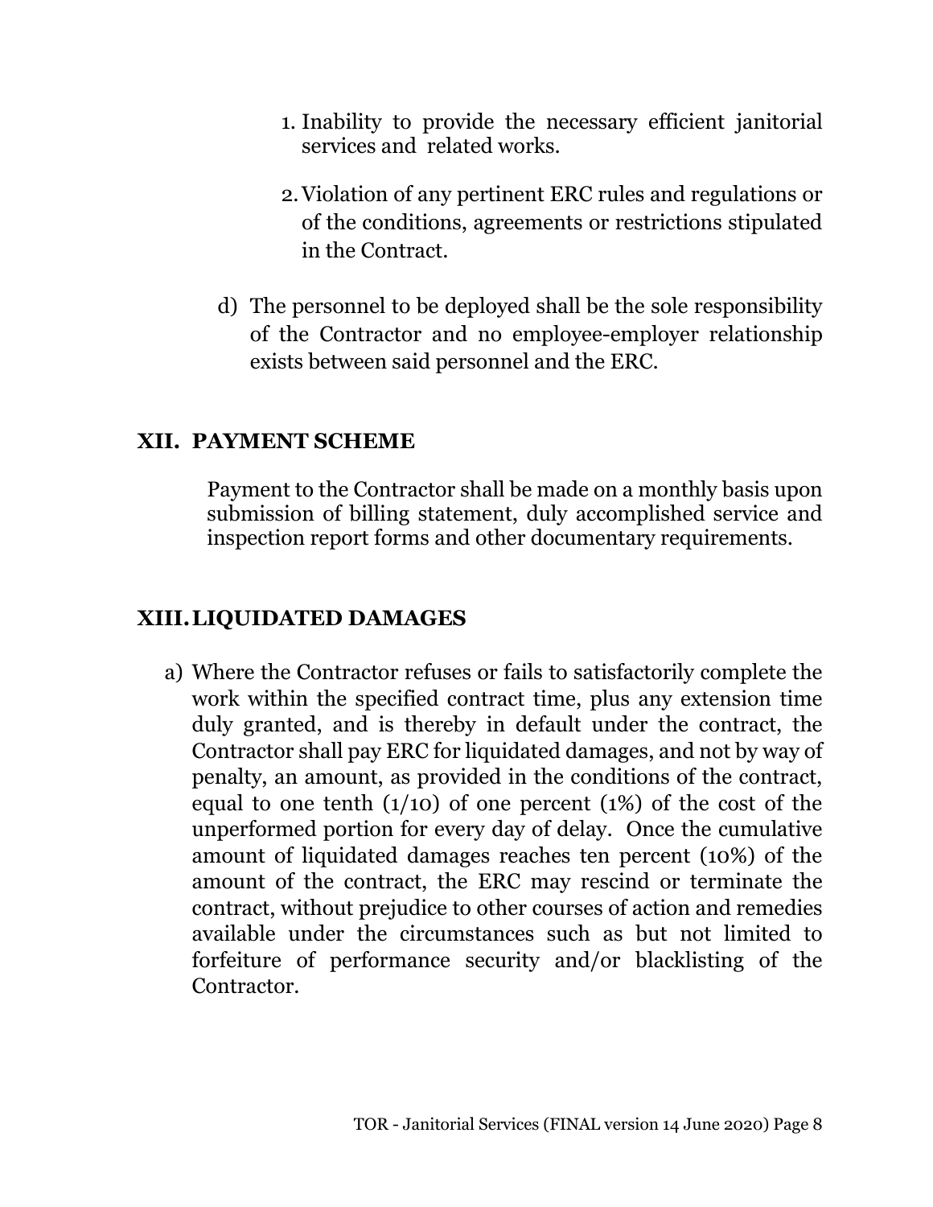1. Inability to provide the necessary efficient janitorial services and related works.

2. Violation of any pertinent ERC rules and regulations or of the conditions, agreements or restrictions stipulated in the Contract.

d) The personnel to be deployed shall be the sole responsibility of the Contractor and no employee-employer relationship exists between said personnel and the ERC.

## XII. PAYMENT SCHEME

Payment to the Contractor shall be made on a monthly basis upon submission of billing statement, duly accomplished service and inspection report forms and other documentary requirements.

## XIII. LIQUIDATED DAMAGES

a) Where the Contractor refuses or fails to satisfactorily complete the work within the specified contract time, plus any extension time duly granted, and is thereby in default under the contract, the Contractor shall pay ERC for liquidated damages, and not by way of penalty, an amount, as provided in the conditions of the contract, equal to one tenth (1/10) of one percent (1%) of the cost of the unperformed portion for every day of delay. Once the cumulative amount of liquidated damages reaches ten percent (10%) of the amount of the contract, the ERC may rescind or terminate the contract, without prejudice to other courses of action and remedies available under the circumstances such as but not limited to forfeiture of performance security and/or blacklisting of the Contractor.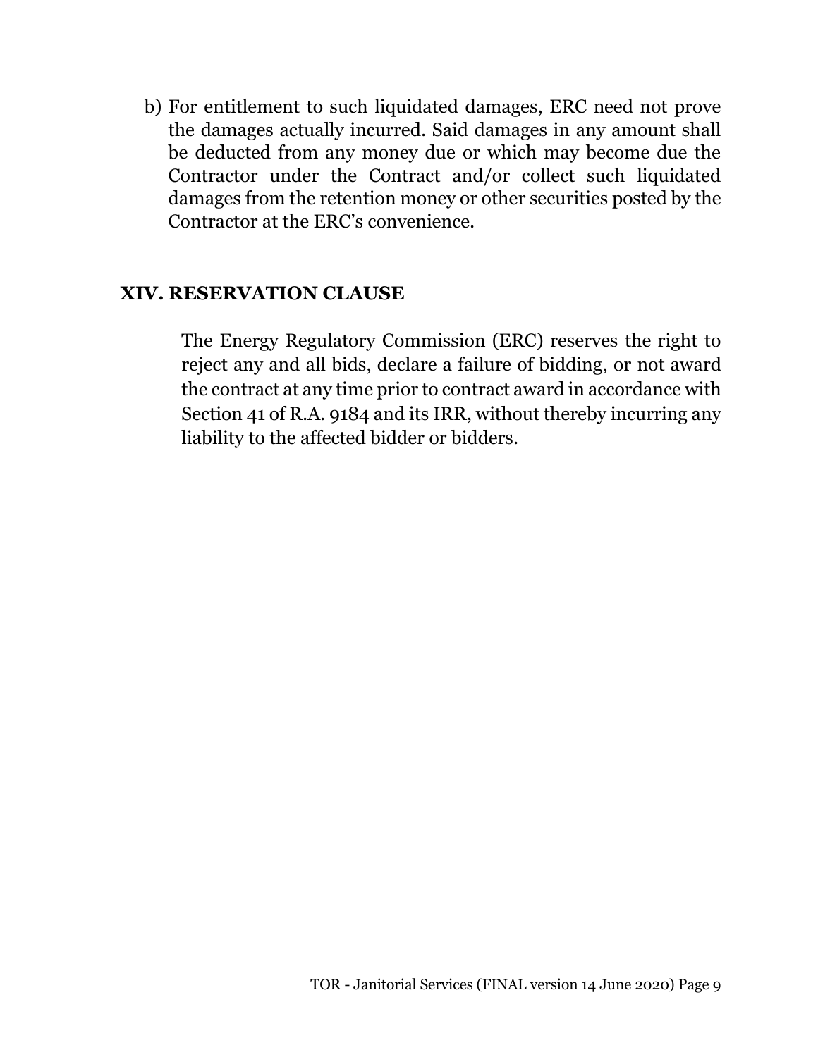b) For entitlement to such liquidated damages, ERC need not prove the damages actually incurred. Said damages in any amount shall be deducted from any money due or which may become due the Contractor under the Contract and/or collect such liquidated damages from the retention money or other securities posted by the Contractor at the ERC's convenience.

## XIV. RESERVATION CLAUSE

The Energy Regulatory Commission (ERC) reserves the right to reject any and all bids, declare a failure of bidding, or not award the contract at any time prior to contract award in accordance with Section 41 of R.A. 9184 and its IRR, without thereby incurring any liability to the affected bidder or bidders.